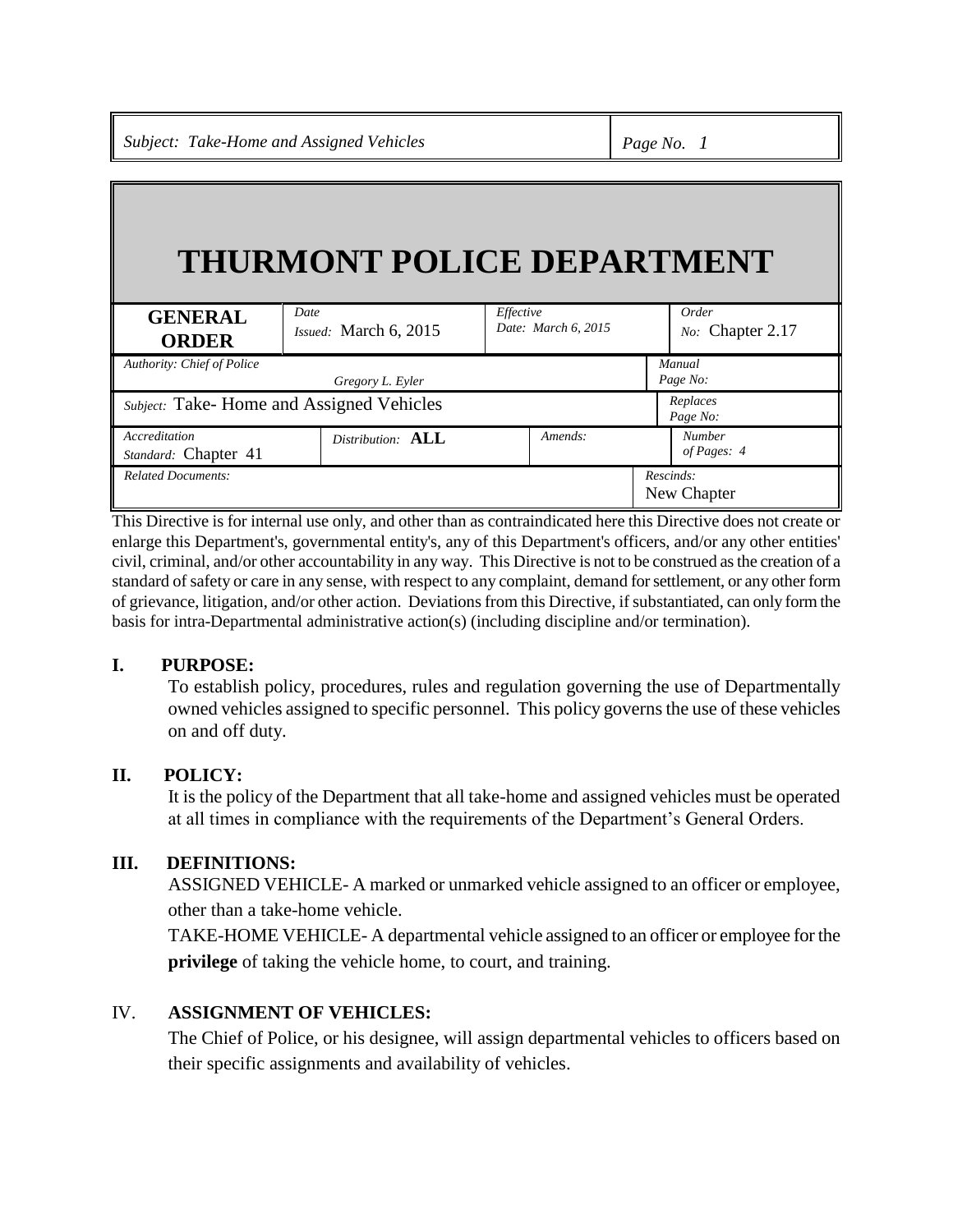# THURMONT POLICE DEPARTMENT

| GENERAL ORDER | Date Issued: March 6, 2015 | Effective Date: March 6, 2015 | Order No: Chapter 2.17 |
|---|---|---|---|
| Authority: Chief of Police — Gregory L. Eyler | | | Manual Page No: |
| Subject: Take- Home and Assigned Vehicles | | | Replaces Page No: |
| Accreditation Standard: Chapter 41 | Distribution: **ALL** | Amends: | Number of Pages: 4 |
| Related Documents: | | | Rescinds: New Chapter |

This Directive is for internal use only, and other than as contraindicated here this Directive does not create or enlarge this Department's, governmental entity's, any of this Department's officers, and/or any other entities' civil, criminal, and/or other accountability in any way. This Directive is not to be construed as the creation of a standard of safety or care in any sense, with respect to any complaint, demand for settlement, or any other form of grievance, litigation, and/or other action. Deviations from this Directive, if substantiated, can only form the basis for intra-Departmental administrative action(s) (including discipline and/or termination).

## I. PURPOSE:

To establish policy, procedures, rules and regulation governing the use of Departmentally owned vehicles assigned to specific personnel. This policy governs the use of these vehicles on and off duty.

## II. POLICY:

It is the policy of the Department that all take-home and assigned vehicles must be operated at all times in compliance with the requirements of the Department's General Orders.

## III. DEFINITIONS:

ASSIGNED VEHICLE- A marked or unmarked vehicle assigned to an officer or employee, other than a take-home vehicle.

TAKE-HOME VEHICLE- A departmental vehicle assigned to an officer or employee for the **privilege** of taking the vehicle home, to court, and training.

## IV. ASSIGNMENT OF VEHICLES:

The Chief of Police, or his designee, will assign departmental vehicles to officers based on their specific assignments and availability of vehicles.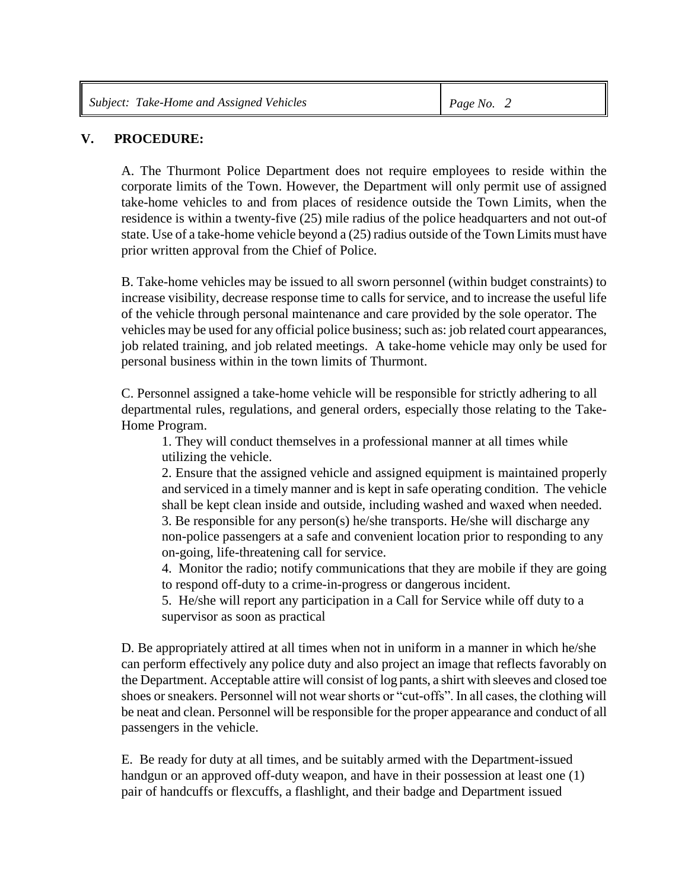## V. PROCEDURE:

A. The Thurmont Police Department does not require employees to reside within the corporate limits of the Town. However, the Department will only permit use of assigned take-home vehicles to and from places of residence outside the Town Limits, when the residence is within a twenty-five (25) mile radius of the police headquarters and not out-of state. Use of a take-home vehicle beyond a (25) radius outside of the Town Limits must have prior written approval from the Chief of Police.

B. Take-home vehicles may be issued to all sworn personnel (within budget constraints) to increase visibility, decrease response time to calls for service, and to increase the useful life of the vehicle through personal maintenance and care provided by the sole operator. The vehicles may be used for any official police business; such as: job related court appearances, job related training, and job related meetings. A take-home vehicle may only be used for personal business within in the town limits of Thurmont.

C. Personnel assigned a take-home vehicle will be responsible for strictly adhering to all departmental rules, regulations, and general orders, especially those relating to the Take-Home Program.

1. They will conduct themselves in a professional manner at all times while utilizing the vehicle.
2. Ensure that the assigned vehicle and assigned equipment is maintained properly and serviced in a timely manner and is kept in safe operating condition. The vehicle shall be kept clean inside and outside, including washed and waxed when needed.
3. Be responsible for any person(s) he/she transports. He/she will discharge any non-police passengers at a safe and convenient location prior to responding to any on-going, life-threatening call for service.
4. Monitor the radio; notify communications that they are mobile if they are going to respond off-duty to a crime-in-progress or dangerous incident.
5. He/she will report any participation in a Call for Service while off duty to a supervisor as soon as practical

D. Be appropriately attired at all times when not in uniform in a manner in which he/she can perform effectively any police duty and also project an image that reflects favorably on the Department. Acceptable attire will consist of log pants, a shirt with sleeves and closed toe shoes or sneakers. Personnel will not wear shorts or "cut-offs". In all cases, the clothing will be neat and clean. Personnel will be responsible for the proper appearance and conduct of all passengers in the vehicle.

E. Be ready for duty at all times, and be suitably armed with the Department-issued handgun or an approved off-duty weapon, and have in their possession at least one (1) pair of handcuffs or flexcuffs, a flashlight, and their badge and Department issued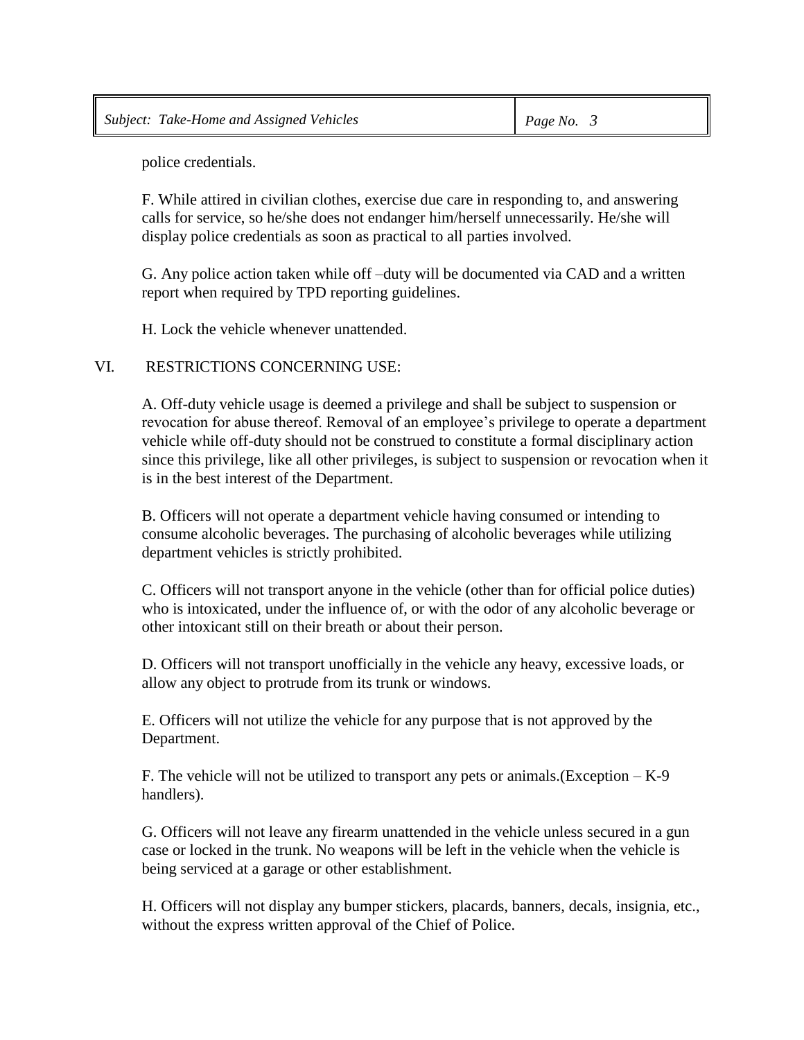police credentials.

F. While attired in civilian clothes, exercise due care in responding to, and answering calls for service, so he/she does not endanger him/herself unnecessarily. He/she will display police credentials as soon as practical to all parties involved.

G. Any police action taken while off –duty will be documented via CAD and a written report when required by TPD reporting guidelines.

H. Lock the vehicle whenever unattended.

## VI. RESTRICTIONS CONCERNING USE:

A. Off-duty vehicle usage is deemed a privilege and shall be subject to suspension or revocation for abuse thereof. Removal of an employee's privilege to operate a department vehicle while off-duty should not be construed to constitute a formal disciplinary action since this privilege, like all other privileges, is subject to suspension or revocation when it is in the best interest of the Department.

B. Officers will not operate a department vehicle having consumed or intending to consume alcoholic beverages. The purchasing of alcoholic beverages while utilizing department vehicles is strictly prohibited.

C. Officers will not transport anyone in the vehicle (other than for official police duties) who is intoxicated, under the influence of, or with the odor of any alcoholic beverage or other intoxicant still on their breath or about their person.

D. Officers will not transport unofficially in the vehicle any heavy, excessive loads, or allow any object to protrude from its trunk or windows.

E. Officers will not utilize the vehicle for any purpose that is not approved by the Department.

F. The vehicle will not be utilized to transport any pets or animals.(Exception – K-9 handlers).

G. Officers will not leave any firearm unattended in the vehicle unless secured in a gun case or locked in the trunk. No weapons will be left in the vehicle when the vehicle is being serviced at a garage or other establishment.

H. Officers will not display any bumper stickers, placards, banners, decals, insignia, etc., without the express written approval of the Chief of Police.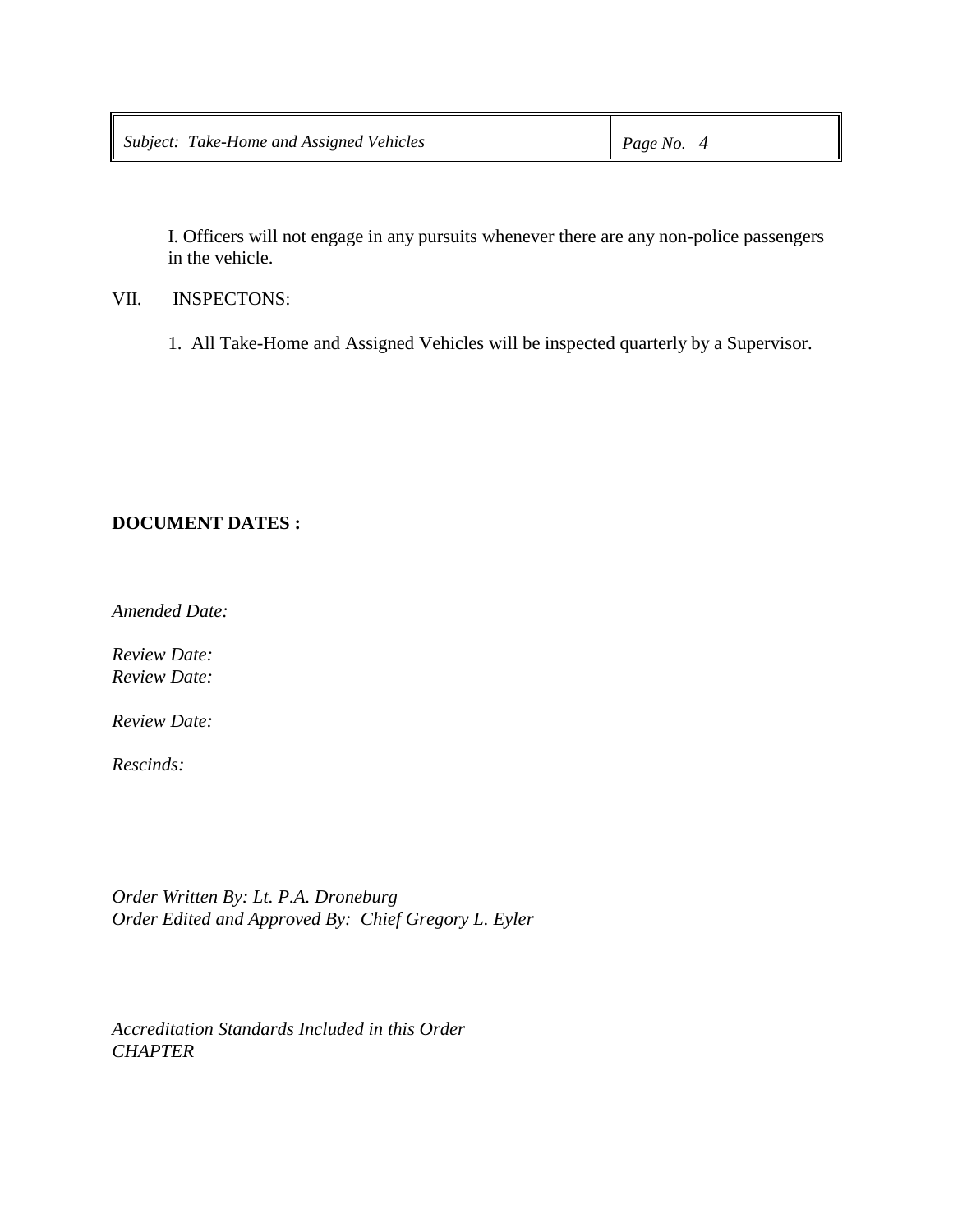I. Officers will not engage in any pursuits whenever there are any non-police passengers in the vehicle.

VII. INSPECTONS:

1. All Take-Home and Assigned Vehicles will be inspected quarterly by a Supervisor.

**DOCUMENT DATES :**

*Amended Date:*

*Review Date:*
*Review Date:*

*Review Date:*

*Rescinds:*

*Order Written By: Lt. P.A. Droneburg*
*Order Edited and Approved By: Chief Gregory L. Eyler*

*Accreditation Standards Included in this Order*
*CHAPTER*